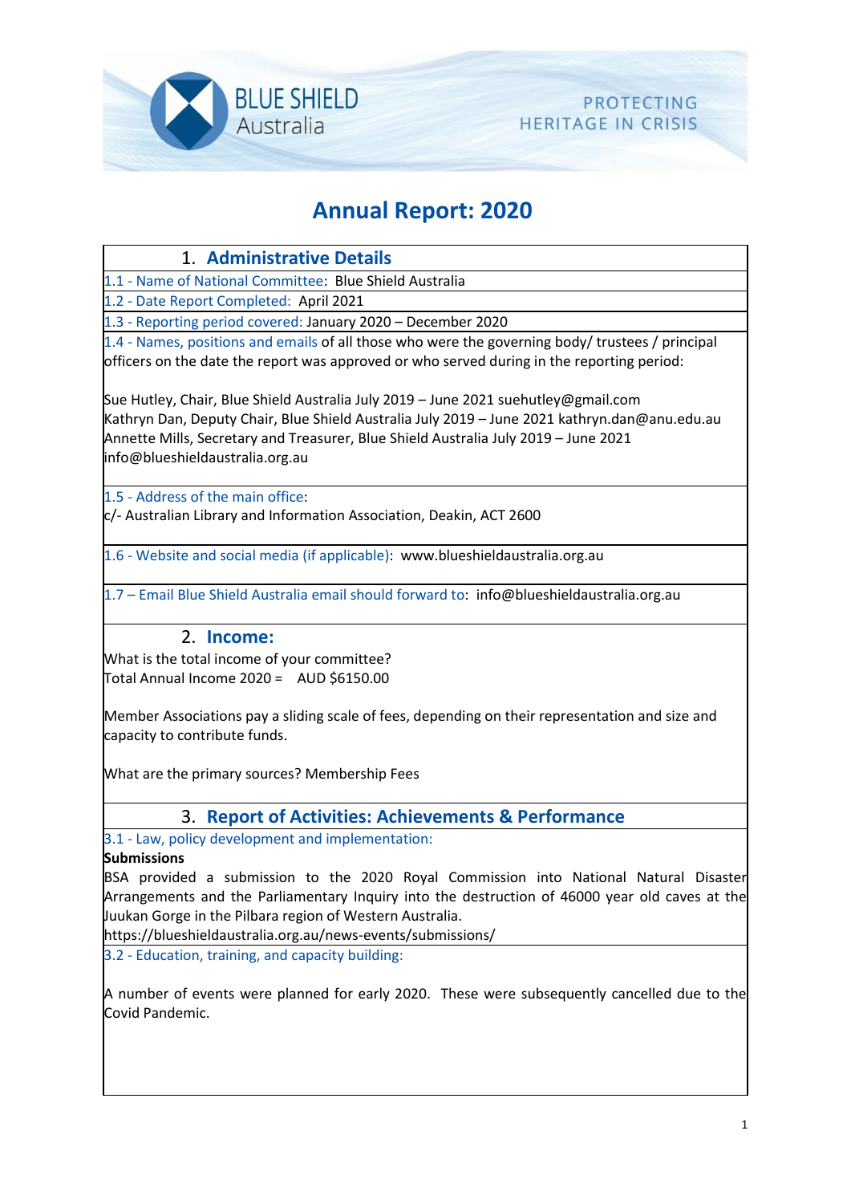BLUE SHIELD Australia

PROTECTING HERITAGE IN CRISIS

# Annual Report: 2020

## 1. Administrative Details

1.1 - Name of National Committee: Blue Shield Australia

1.2 - Date Report Completed: April 2021

1.3 - Reporting period covered: January 2020 – December 2020

1.4 - Names, positions and emails of all those who were the governing body/ trustees / principal officers on the date the report was approved or who served during in the reporting period:

Sue Hutley, Chair, Blue Shield Australia July 2019 – June 2021 suehutley@gmail.com
Kathryn Dan, Deputy Chair, Blue Shield Australia July 2019 – June 2021 kathryn.dan@anu.edu.au
Annette Mills, Secretary and Treasurer, Blue Shield Australia July 2019 – June 2021 info@blueshieldaustralia.org.au

1.5 - Address of the main office:
c/- Australian Library and Information Association, Deakin, ACT 2600

1.6 - Website and social media (if applicable): www.blueshieldaustralia.org.au

1.7 – Email Blue Shield Australia email should forward to: info@blueshieldaustralia.org.au

## 2. Income:

What is the total income of your committee?
Total Annual Income 2020 = AUD $6150.00

Member Associations pay a sliding scale of fees, depending on their representation and size and capacity to contribute funds.

What are the primary sources? Membership Fees

## 3. Report of Activities: Achievements & Performance

3.1 - Law, policy development and implementation:

**Submissions**

BSA provided a submission to the 2020 Royal Commission into National Natural Disaster Arrangements and the Parliamentary Inquiry into the destruction of 46000 year old caves at the Juukan Gorge in the Pilbara region of Western Australia.
https://blueshieldaustralia.org.au/news-events/submissions/

3.2 - Education, training, and capacity building:

A number of events were planned for early 2020. These were subsequently cancelled due to the Covid Pandemic.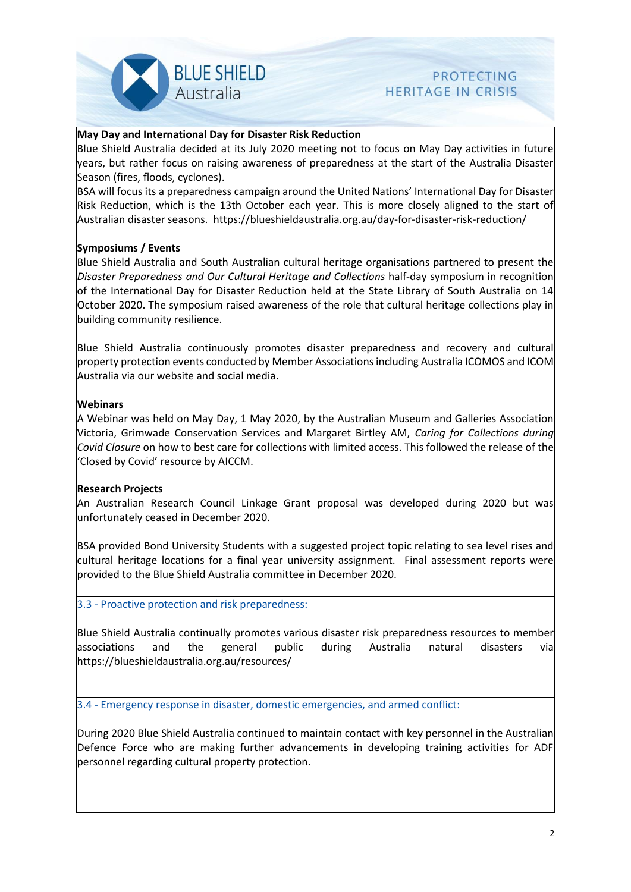**May Day and International Day for Disaster Risk Reduction**

Blue Shield Australia decided at its July 2020 meeting not to focus on May Day activities in future years, but rather focus on raising awareness of preparedness at the start of the Australia Disaster Season (fires, floods, cyclones).

BSA will focus its a preparedness campaign around the United Nations' International Day for Disaster Risk Reduction, which is the 13th October each year. This is more closely aligned to the start of Australian disaster seasons. https://blueshieldaustralia.org.au/day-for-disaster-risk-reduction/

**Symposiums / Events**

Blue Shield Australia and South Australian cultural heritage organisations partnered to present the *Disaster Preparedness and Our Cultural Heritage and Collections* half-day symposium in recognition of the International Day for Disaster Reduction held at the State Library of South Australia on 14 October 2020. The symposium raised awareness of the role that cultural heritage collections play in building community resilience.

Blue Shield Australia continuously promotes disaster preparedness and recovery and cultural property protection events conducted by Member Associations including Australia ICOMOS and ICOM Australia via our website and social media.

**Webinars**

A Webinar was held on May Day, 1 May 2020, by the Australian Museum and Galleries Association Victoria, Grimwade Conservation Services and Margaret Birtley AM, *Caring for Collections during Covid Closure* on how to best care for collections with limited access. This followed the release of the 'Closed by Covid' resource by AICCM.

**Research Projects**

An Australian Research Council Linkage Grant proposal was developed during 2020 but was unfortunately ceased in December 2020.

BSA provided Bond University Students with a suggested project topic relating to sea level rises and cultural heritage locations for a final year university assignment. Final assessment reports were provided to the Blue Shield Australia committee in December 2020.

### 3.3 - Proactive protection and risk preparedness:

Blue Shield Australia continually promotes various disaster risk preparedness resources to member associations and the general public during Australia natural disasters via https://blueshieldaustralia.org.au/resources/

### 3.4 - Emergency response in disaster, domestic emergencies, and armed conflict:

During 2020 Blue Shield Australia continued to maintain contact with key personnel in the Australian Defence Force who are making further advancements in developing training activities for ADF personnel regarding cultural property protection.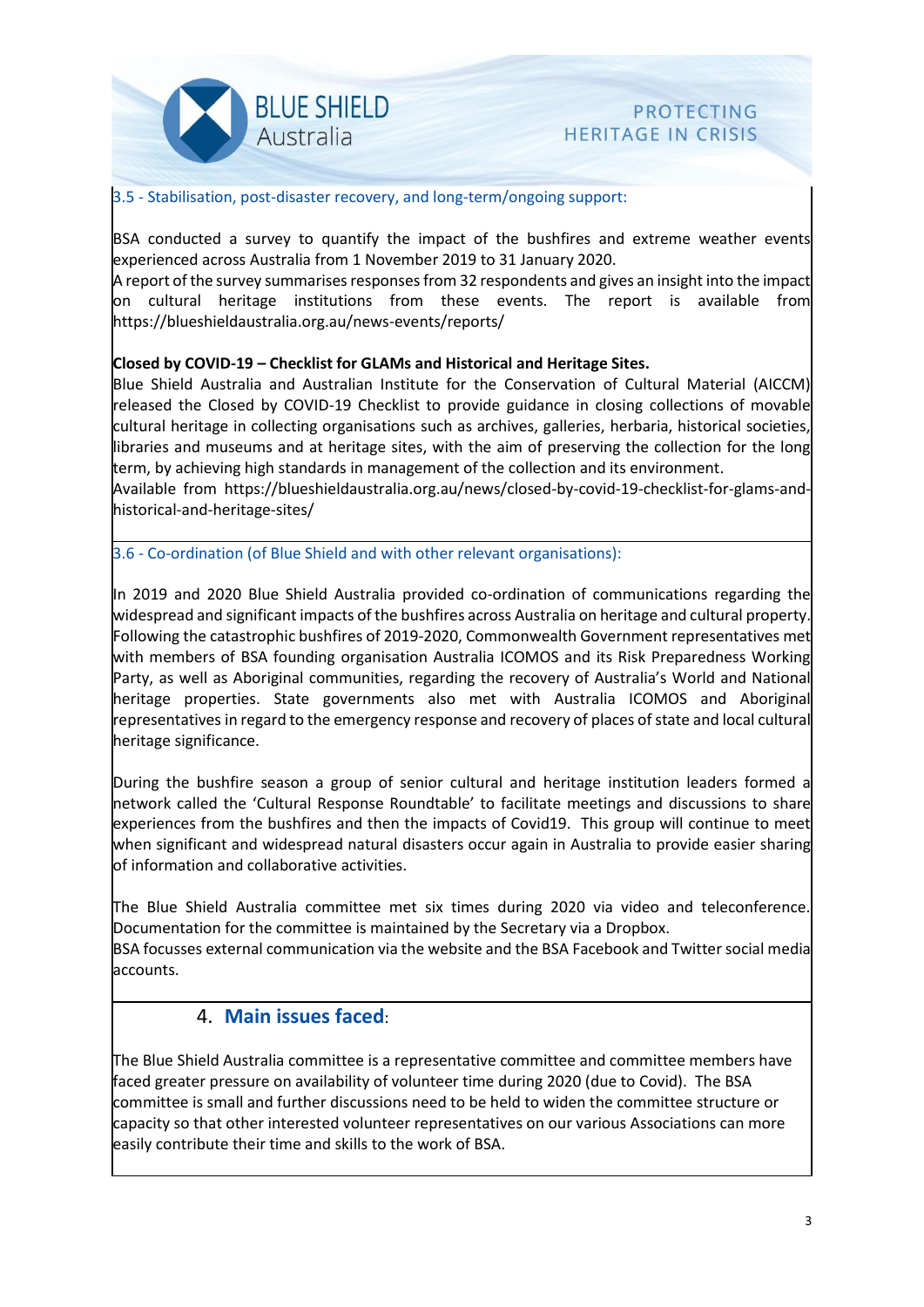### 3.5 - Stabilisation, post-disaster recovery, and long-term/ongoing support:

BSA conducted a survey to quantify the impact of the bushfires and extreme weather events experienced across Australia from 1 November 2019 to 31 January 2020.
A report of the survey summarises responses from 32 respondents and gives an insight into the impact on cultural heritage institutions from these events. The report is available from https://blueshieldaustralia.org.au/news-events/reports/

**Closed by COVID-19 – Checklist for GLAMs and Historical and Heritage Sites.**
Blue Shield Australia and Australian Institute for the Conservation of Cultural Material (AICCM) released the Closed by COVID-19 Checklist to provide guidance in closing collections of movable cultural heritage in collecting organisations such as archives, galleries, herbaria, historical societies, libraries and museums and at heritage sites, with the aim of preserving the collection for the long term, by achieving high standards in management of the collection and its environment.
Available from https://blueshieldaustralia.org.au/news/closed-by-covid-19-checklist-for-glams-and-historical-and-heritage-sites/

### 3.6 - Co-ordination (of Blue Shield and with other relevant organisations):

In 2019 and 2020 Blue Shield Australia provided co-ordination of communications regarding the widespread and significant impacts of the bushfires across Australia on heritage and cultural property. Following the catastrophic bushfires of 2019-2020, Commonwealth Government representatives met with members of BSA founding organisation Australia ICOMOS and its Risk Preparedness Working Party, as well as Aboriginal communities, regarding the recovery of Australia's World and National heritage properties. State governments also met with Australia ICOMOS and Aboriginal representatives in regard to the emergency response and recovery of places of state and local cultural heritage significance.

During the bushfire season a group of senior cultural and heritage institution leaders formed a network called the 'Cultural Response Roundtable' to facilitate meetings and discussions to share experiences from the bushfires and then the impacts of Covid19. This group will continue to meet when significant and widespread natural disasters occur again in Australia to provide easier sharing of information and collaborative activities.

The Blue Shield Australia committee met six times during 2020 via video and teleconference. Documentation for the committee is maintained by the Secretary via a Dropbox.
BSA focusses external communication via the website and the BSA Facebook and Twitter social media accounts.

## 4. Main issues faced:

The Blue Shield Australia committee is a representative committee and committee members have faced greater pressure on availability of volunteer time during 2020 (due to Covid). The BSA committee is small and further discussions need to be held to widen the committee structure or capacity so that other interested volunteer representatives on our various Associations can more easily contribute their time and skills to the work of BSA.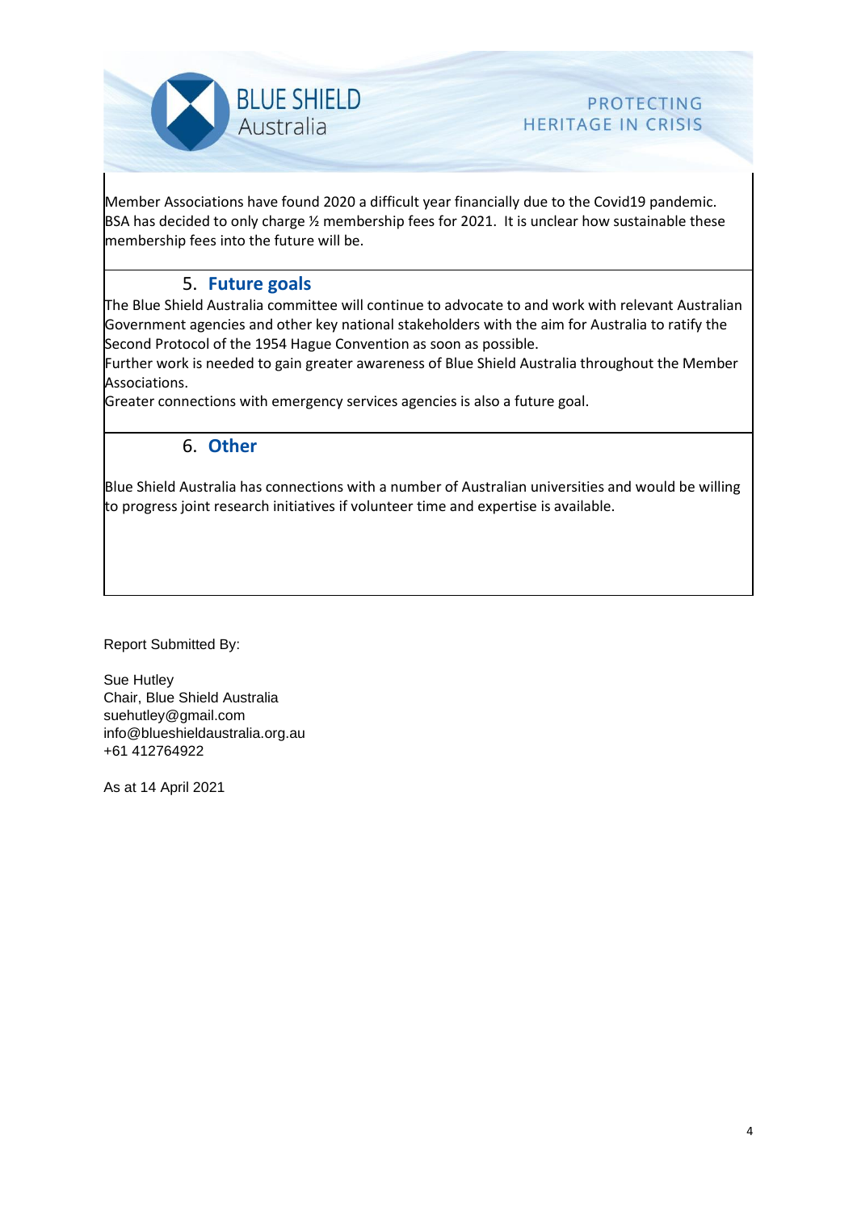Member Associations have found 2020 a difficult year financially due to the Covid19 pandemic. BSA has decided to only charge ½ membership fees for 2021. It is unclear how sustainable these membership fees into the future will be.

## 5. Future goals

The Blue Shield Australia committee will continue to advocate to and work with relevant Australian Government agencies and other key national stakeholders with the aim for Australia to ratify the Second Protocol of the 1954 Hague Convention as soon as possible.

Further work is needed to gain greater awareness of Blue Shield Australia throughout the Member Associations.

Greater connections with emergency services agencies is also a future goal.

## 6. Other

Blue Shield Australia has connections with a number of Australian universities and would be willing to progress joint research initiatives if volunteer time and expertise is available.

Report Submitted By:

Sue Hutley
Chair, Blue Shield Australia
suehutley@gmail.com
info@blueshieldaustralia.org.au
+61 412764922

As at 14 April 2021